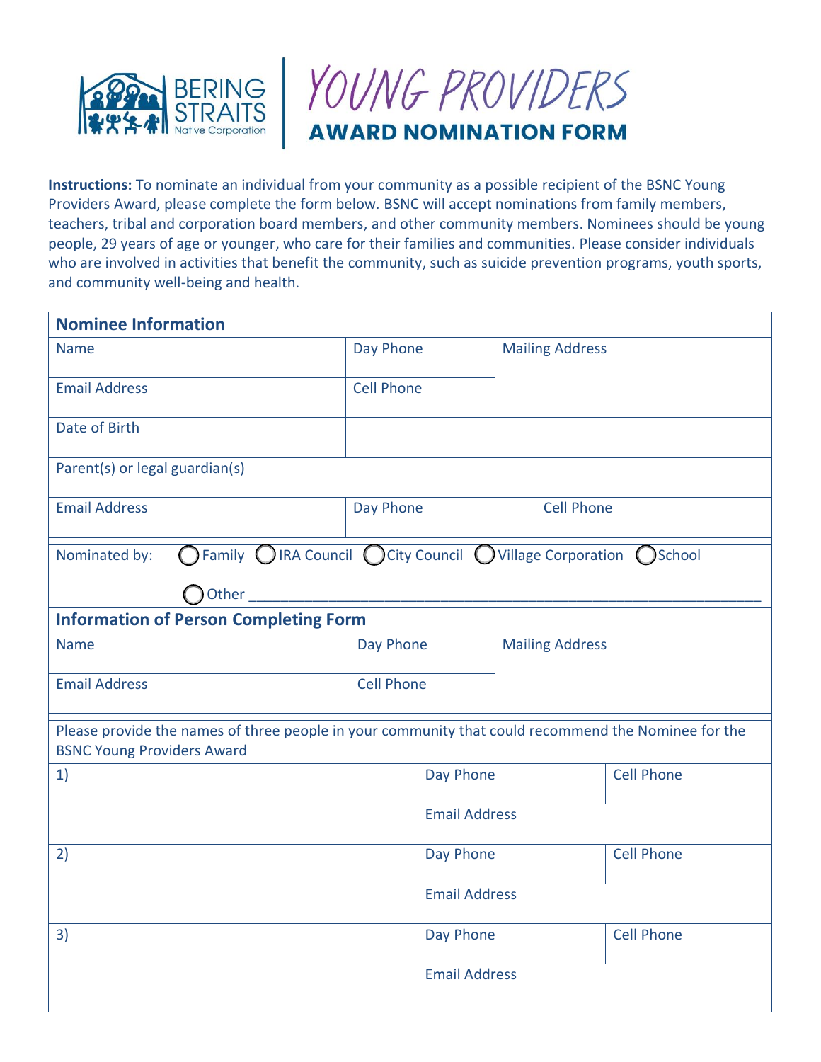# BERING STRAITS Native Corporation

# YOUNG PROVIDERS

## AWARD NOMINATION FORM

**Instructions:** To nominate an individual from your community as a possible recipient of the BSNC Young Providers Award, please complete the form below. BSNC will accept nominations from family members, teachers, tribal and corporation board members, and other community members. Nominees should be young people, 29 years of age or younger, who care for their families and communities. Please consider individuals who are involved in activities that benefit the community, such as suicide prevention programs, youth sports, and community well-being and health.

### Nominee Information

| Name | Day Phone | Mailing Address |
|---|---|---|
| Email Address | Cell Phone | |
| Date of Birth | | |
| Parent(s) or legal guardian(s) | | |
| Email Address | Day Phone | Cell Phone |

Nominated by: ◯ Family ◯ IRA Council ◯ City Council ◯ Village Corporation ◯ School

◯ Other ____________________________________________________________

### Information of Person Completing Form

| Name | Day Phone | Mailing Address |
|---|---|---|
| Email Address | Cell Phone | |

Please provide the names of three people in your community that could recommend the Nominee for the BSNC Young Providers Award

| | | |
|---|---|---|
| 1) | Day Phone | Cell Phone |
| | Email Address | |
| 2) | Day Phone | Cell Phone |
| | Email Address | |
| 3) | Day Phone | Cell Phone |
| | Email Address | |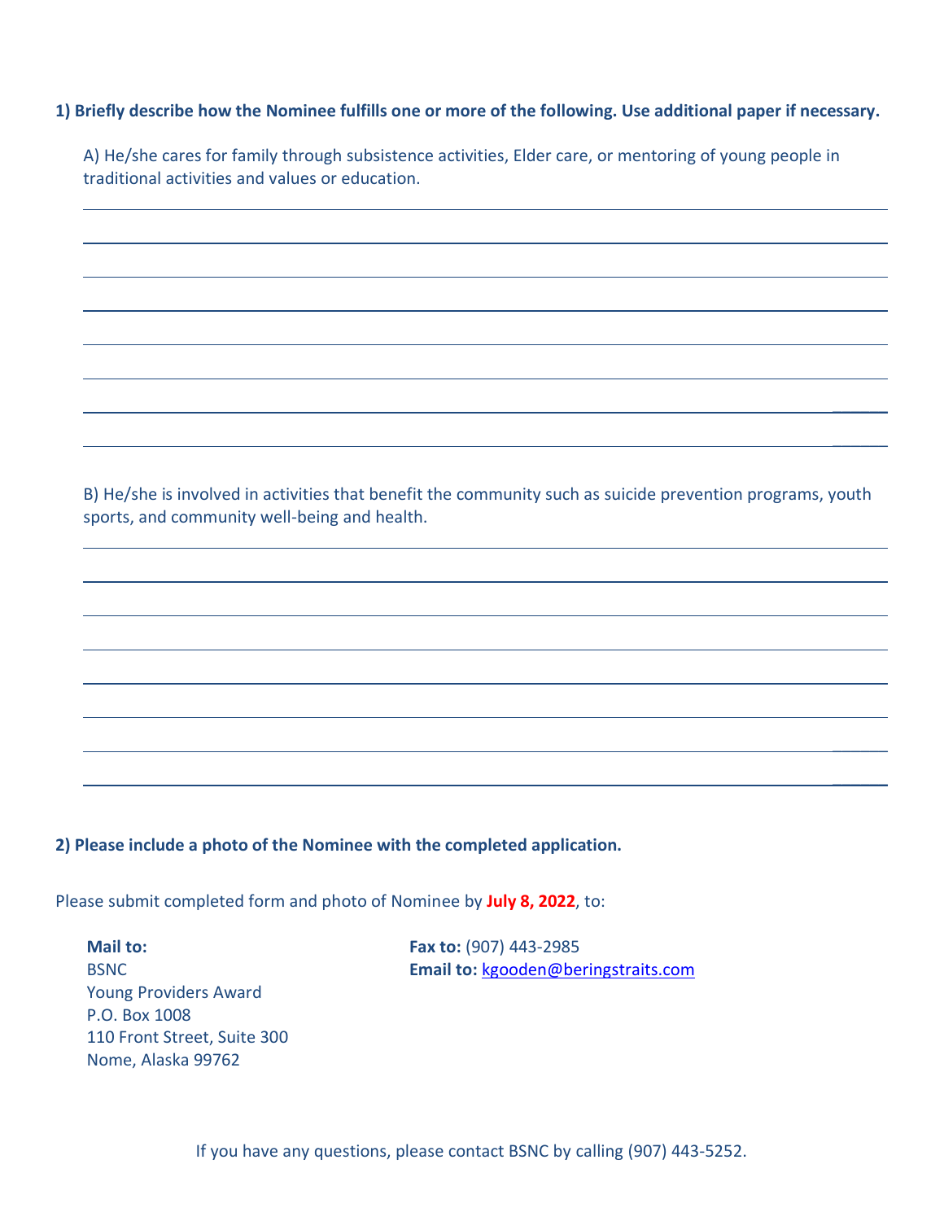**1) Briefly describe how the Nominee fulfills one or more of the following. Use additional paper if necessary.**

A) He/she cares for family through subsistence activities, Elder care, or mentoring of young people in traditional activities and values or education.

B) He/she is involved in activities that benefit the community such as suicide prevention programs, youth sports, and community well-being and health.

**2) Please include a photo of the Nominee with the completed application.**

Please submit completed form and photo of Nominee by **July 8, 2022**, to:

**Mail to:**
BSNC
Young Providers Award
P.O. Box 1008
110 Front Street, Suite 300
Nome, Alaska 99762

**Fax to:** (907) 443-2985
**Email to:** kgooden@beringstraits.com

If you have any questions, please contact BSNC by calling (907) 443-5252.